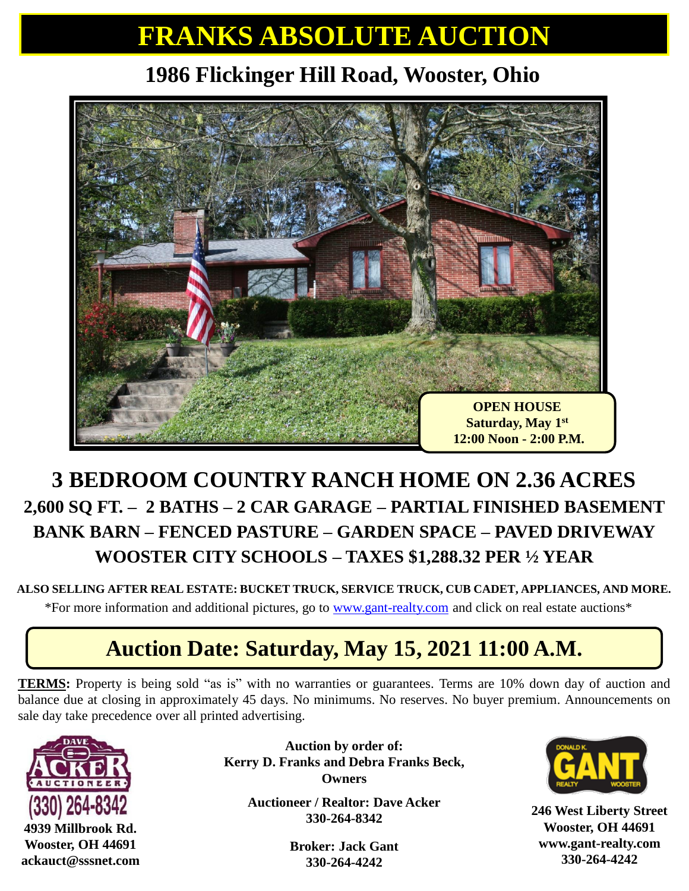# FRANKS ABSOLUTE AUCTION

## 1986 Flickinger Hill Road, Wooster, Ohio

**OPEN HOUSE**
**Saturday, May 1st**
**12:00 Noon - 2:00 P.M.**

## 3 BEDROOM COUNTRY RANCH HOME ON 2.36 ACRES

### 2,600 SQ FT. – 2 BATHS – 2 CAR GARAGE – PARTIAL FINISHED BASEMENT
### BANK BARN – FENCED PASTURE – GARDEN SPACE – PAVED DRIVEWAY
### WOOSTER CITY SCHOOLS – TAXES $1,288.32 PER ½ YEAR

**ALSO SELLING AFTER REAL ESTATE: BUCKET TRUCK, SERVICE TRUCK, CUB CADET, APPLIANCES, AND MORE.**

*For more information and additional pictures, go to www.gant-realty.com and click on real estate auctions*

## Auction Date: Saturday, May 15, 2021 11:00 A.M.

**TERMS:** Property is being sold "as is" with no warranties or guarantees. Terms are 10% down day of auction and balance due at closing in approximately 45 days. No minimums. No reserves. No buyer premium. Announcements on sale day take precedence over all printed advertising.

DAVE ACKER AUCTIONEER
(330) 264-8342
**4939 Millbrook Rd.**
**Wooster, OH 44691**
**ackauct@sssnet.com**

**Auction by order of:**
**Kerry D. Franks and Debra Franks Beck, Owners**

**Auctioneer / Realtor: Dave Acker**
**330-264-8342**

**Broker: Jack Gant**
**330-264-4242**

DONALD K. GANT REALTY WOOSTER
**246 West Liberty Street**
**Wooster, OH 44691**
**www.gant-realty.com**
**330-264-4242**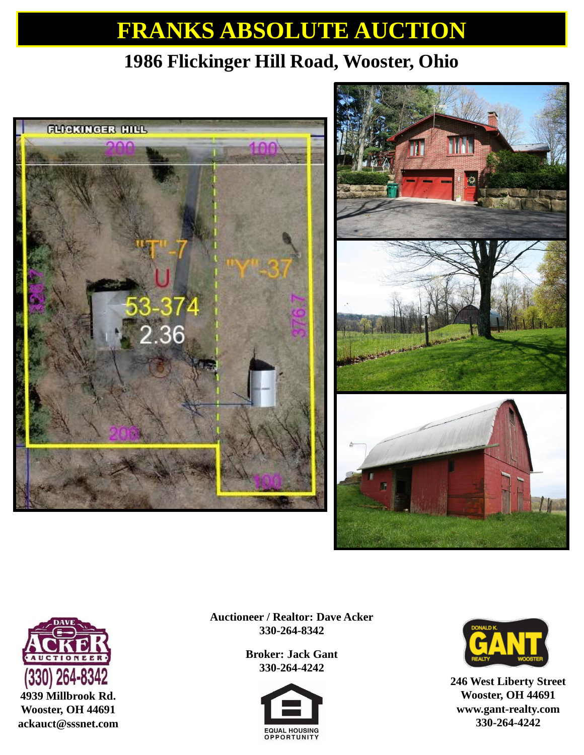# FRANKS ABSOLUTE AUCTION

## 1986 Flickinger Hill Road, Wooster, Ohio

FLICKINGER HILL

200

100

"T"-7

U

53-374

2.36

"Y"-37

326.7

376.7

200

100

(330) 264-8342

4939 Millbrook Rd.
Wooster, OH 44691
ackauct@sssnet.com

**Auctioneer / Realtor: Dave Acker**
**330-264-8342**

**Broker: Jack Gant**
**330-264-4242**

EQUAL HOUSING OPPORTUNITY

**246 West Liberty Street**
**Wooster, OH 44691**
**www.gant-realty.com**
**330-264-4242**